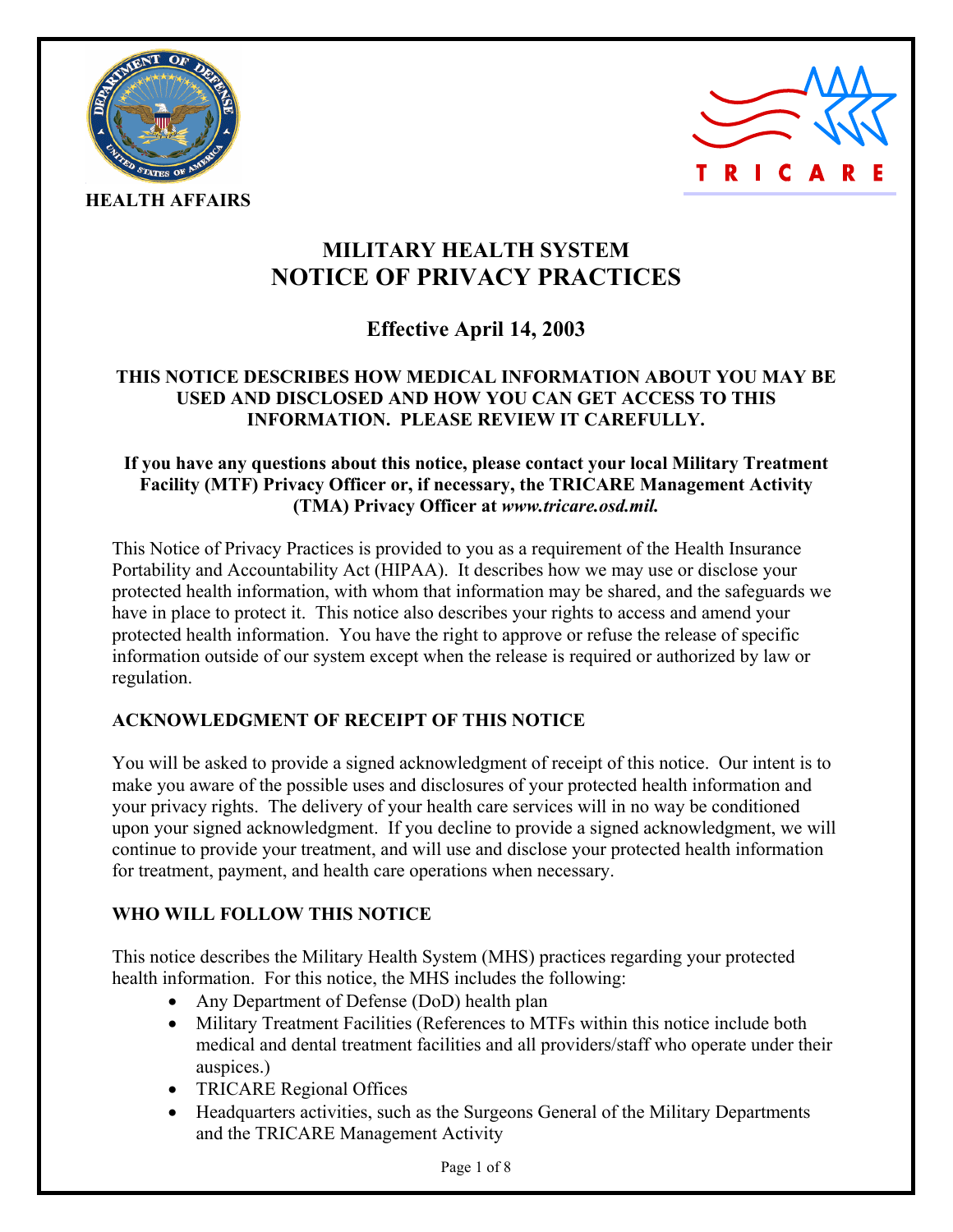**HEALTH AFFAIRS**

# MILITARY HEALTH SYSTEM
# NOTICE OF PRIVACY PRACTICES

## Effective April 14, 2003

**THIS NOTICE DESCRIBES HOW MEDICAL INFORMATION ABOUT YOU MAY BE USED AND DISCLOSED AND HOW YOU CAN GET ACCESS TO THIS INFORMATION. PLEASE REVIEW IT CAREFULLY.**

**If you have any questions about this notice, please contact your local Military Treatment Facility (MTF) Privacy Officer or, if necessary, the TRICARE Management Activity (TMA) Privacy Officer at *www.tricare.osd.mil.***

This Notice of Privacy Practices is provided to you as a requirement of the Health Insurance Portability and Accountability Act (HIPAA). It describes how we may use or disclose your protected health information, with whom that information may be shared, and the safeguards we have in place to protect it. This notice also describes your rights to access and amend your protected health information. You have the right to approve or refuse the release of specific information outside of our system except when the release is required or authorized by law or regulation.

### ACKNOWLEDGMENT OF RECEIPT OF THIS NOTICE

You will be asked to provide a signed acknowledgment of receipt of this notice. Our intent is to make you aware of the possible uses and disclosures of your protected health information and your privacy rights. The delivery of your health care services will in no way be conditioned upon your signed acknowledgment. If you decline to provide a signed acknowledgment, we will continue to provide your treatment, and will use and disclose your protected health information for treatment, payment, and health care operations when necessary.

### WHO WILL FOLLOW THIS NOTICE

This notice describes the Military Health System (MHS) practices regarding your protected health information. For this notice, the MHS includes the following:

- Any Department of Defense (DoD) health plan
- Military Treatment Facilities (References to MTFs within this notice include both medical and dental treatment facilities and all providers/staff who operate under their auspices.)
- TRICARE Regional Offices
- Headquarters activities, such as the Surgeons General of the Military Departments and the TRICARE Management Activity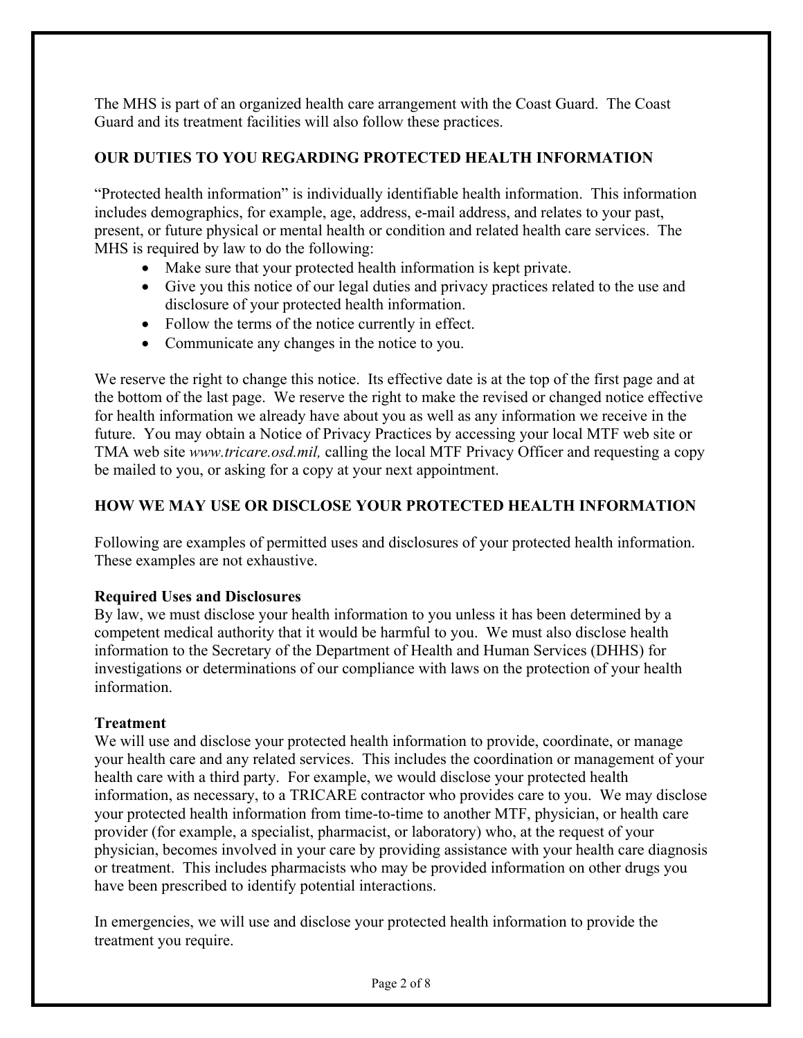The MHS is part of an organized health care arrangement with the Coast Guard. The Coast Guard and its treatment facilities will also follow these practices.

## OUR DUTIES TO YOU REGARDING PROTECTED HEALTH INFORMATION

"Protected health information" is individually identifiable health information. This information includes demographics, for example, age, address, e-mail address, and relates to your past, present, or future physical or mental health or condition and related health care services. The MHS is required by law to do the following:

- Make sure that your protected health information is kept private.
- Give you this notice of our legal duties and privacy practices related to the use and disclosure of your protected health information.
- Follow the terms of the notice currently in effect.
- Communicate any changes in the notice to you.

We reserve the right to change this notice. Its effective date is at the top of the first page and at the bottom of the last page. We reserve the right to make the revised or changed notice effective for health information we already have about you as well as any information we receive in the future. You may obtain a Notice of Privacy Practices by accessing your local MTF web site or TMA web site *www.tricare.osd.mil,* calling the local MTF Privacy Officer and requesting a copy be mailed to you, or asking for a copy at your next appointment.

## HOW WE MAY USE OR DISCLOSE YOUR PROTECTED HEALTH INFORMATION

Following are examples of permitted uses and disclosures of your protected health information. These examples are not exhaustive.

### Required Uses and Disclosures

By law, we must disclose your health information to you unless it has been determined by a competent medical authority that it would be harmful to you. We must also disclose health information to the Secretary of the Department of Health and Human Services (DHHS) for investigations or determinations of our compliance with laws on the protection of your health information.

### Treatment

We will use and disclose your protected health information to provide, coordinate, or manage your health care and any related services. This includes the coordination or management of your health care with a third party. For example, we would disclose your protected health information, as necessary, to a TRICARE contractor who provides care to you. We may disclose your protected health information from time-to-time to another MTF, physician, or health care provider (for example, a specialist, pharmacist, or laboratory) who, at the request of your physician, becomes involved in your care by providing assistance with your health care diagnosis or treatment. This includes pharmacists who may be provided information on other drugs you have been prescribed to identify potential interactions.

In emergencies, we will use and disclose your protected health information to provide the treatment you require.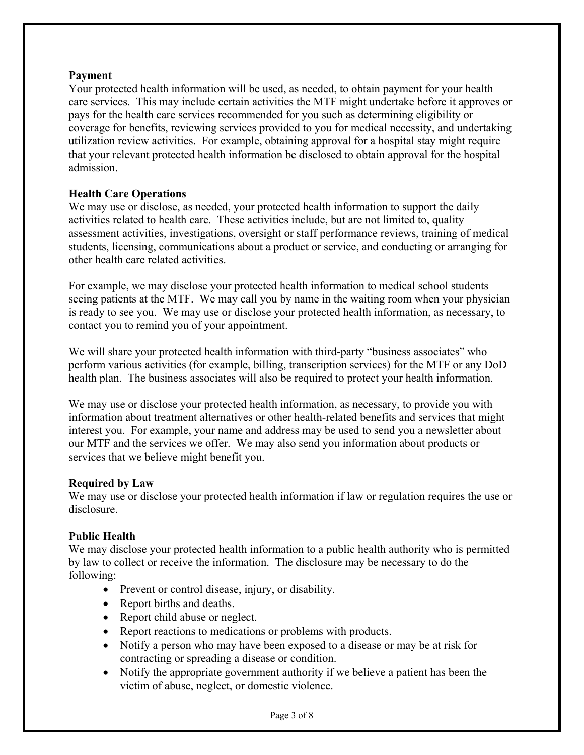**Payment**
Your protected health information will be used, as needed, to obtain payment for your health care services. This may include certain activities the MTF might undertake before it approves or pays for the health care services recommended for you such as determining eligibility or coverage for benefits, reviewing services provided to you for medical necessity, and undertaking utilization review activities. For example, obtaining approval for a hospital stay might require that your relevant protected health information be disclosed to obtain approval for the hospital admission.

**Health Care Operations**
We may use or disclose, as needed, your protected health information to support the daily activities related to health care. These activities include, but are not limited to, quality assessment activities, investigations, oversight or staff performance reviews, training of medical students, licensing, communications about a product or service, and conducting or arranging for other health care related activities.

For example, we may disclose your protected health information to medical school students seeing patients at the MTF. We may call you by name in the waiting room when your physician is ready to see you. We may use or disclose your protected health information, as necessary, to contact you to remind you of your appointment.

We will share your protected health information with third-party "business associates" who perform various activities (for example, billing, transcription services) for the MTF or any DoD health plan. The business associates will also be required to protect your health information.

We may use or disclose your protected health information, as necessary, to provide you with information about treatment alternatives or other health-related benefits and services that might interest you. For example, your name and address may be used to send you a newsletter about our MTF and the services we offer. We may also send you information about products or services that we believe might benefit you.

**Required by Law**
We may use or disclose your protected health information if law or regulation requires the use or disclosure.

**Public Health**
We may disclose your protected health information to a public health authority who is permitted by law to collect or receive the information. The disclosure may be necessary to do the following:

- Prevent or control disease, injury, or disability.
- Report births and deaths.
- Report child abuse or neglect.
- Report reactions to medications or problems with products.
- Notify a person who may have been exposed to a disease or may be at risk for contracting or spreading a disease or condition.
- Notify the appropriate government authority if we believe a patient has been the victim of abuse, neglect, or domestic violence.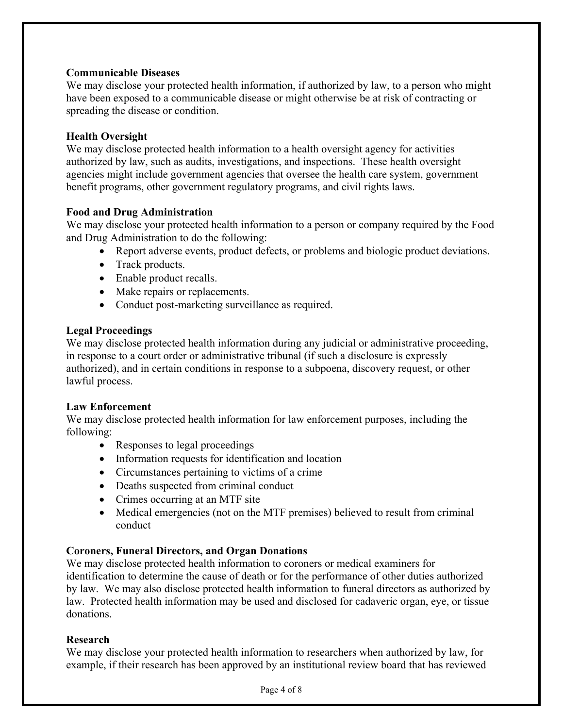**Communicable Diseases**
We may disclose your protected health information, if authorized by law, to a person who might have been exposed to a communicable disease or might otherwise be at risk of contracting or spreading the disease or condition.

**Health Oversight**
We may disclose protected health information to a health oversight agency for activities authorized by law, such as audits, investigations, and inspections. These health oversight agencies might include government agencies that oversee the health care system, government benefit programs, other government regulatory programs, and civil rights laws.

**Food and Drug Administration**
We may disclose your protected health information to a person or company required by the Food and Drug Administration to do the following:

- Report adverse events, product defects, or problems and biologic product deviations.
- Track products.
- Enable product recalls.
- Make repairs or replacements.
- Conduct post-marketing surveillance as required.

**Legal Proceedings**
We may disclose protected health information during any judicial or administrative proceeding, in response to a court order or administrative tribunal (if such a disclosure is expressly authorized), and in certain conditions in response to a subpoena, discovery request, or other lawful process.

**Law Enforcement**
We may disclose protected health information for law enforcement purposes, including the following:

- Responses to legal proceedings
- Information requests for identification and location
- Circumstances pertaining to victims of a crime
- Deaths suspected from criminal conduct
- Crimes occurring at an MTF site
- Medical emergencies (not on the MTF premises) believed to result from criminal conduct

**Coroners, Funeral Directors, and Organ Donations**
We may disclose protected health information to coroners or medical examiners for identification to determine the cause of death or for the performance of other duties authorized by law. We may also disclose protected health information to funeral directors as authorized by law. Protected health information may be used and disclosed for cadaveric organ, eye, or tissue donations.

**Research**
We may disclose your protected health information to researchers when authorized by law, for example, if their research has been approved by an institutional review board that has reviewed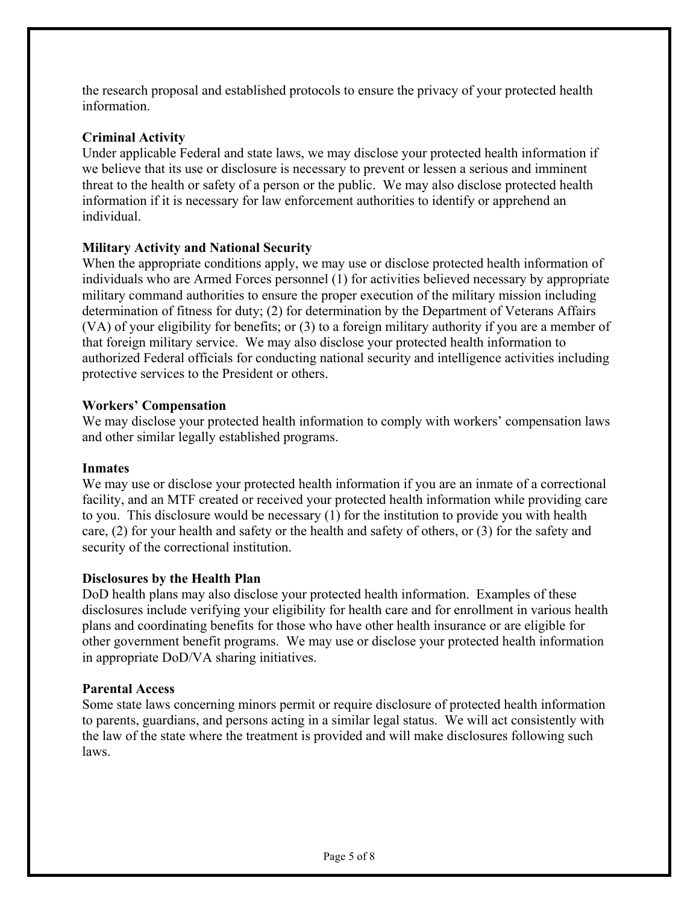the research proposal and established protocols to ensure the privacy of your protected health information.

**Criminal Activity**

Under applicable Federal and state laws, we may disclose your protected health information if we believe that its use or disclosure is necessary to prevent or lessen a serious and imminent threat to the health or safety of a person or the public. We may also disclose protected health information if it is necessary for law enforcement authorities to identify or apprehend an individual.

**Military Activity and National Security**

When the appropriate conditions apply, we may use or disclose protected health information of individuals who are Armed Forces personnel (1) for activities believed necessary by appropriate military command authorities to ensure the proper execution of the military mission including determination of fitness for duty; (2) for determination by the Department of Veterans Affairs (VA) of your eligibility for benefits; or (3) to a foreign military authority if you are a member of that foreign military service. We may also disclose your protected health information to authorized Federal officials for conducting national security and intelligence activities including protective services to the President or others.

**Workers' Compensation**

We may disclose your protected health information to comply with workers' compensation laws and other similar legally established programs.

**Inmates**

We may use or disclose your protected health information if you are an inmate of a correctional facility, and an MTF created or received your protected health information while providing care to you. This disclosure would be necessary (1) for the institution to provide you with health care, (2) for your health and safety or the health and safety of others, or (3) for the safety and security of the correctional institution.

**Disclosures by the Health Plan**

DoD health plans may also disclose your protected health information. Examples of these disclosures include verifying your eligibility for health care and for enrollment in various health plans and coordinating benefits for those who have other health insurance or are eligible for other government benefit programs. We may use or disclose your protected health information in appropriate DoD/VA sharing initiatives.

**Parental Access**

Some state laws concerning minors permit or require disclosure of protected health information to parents, guardians, and persons acting in a similar legal status. We will act consistently with the law of the state where the treatment is provided and will make disclosures following such laws.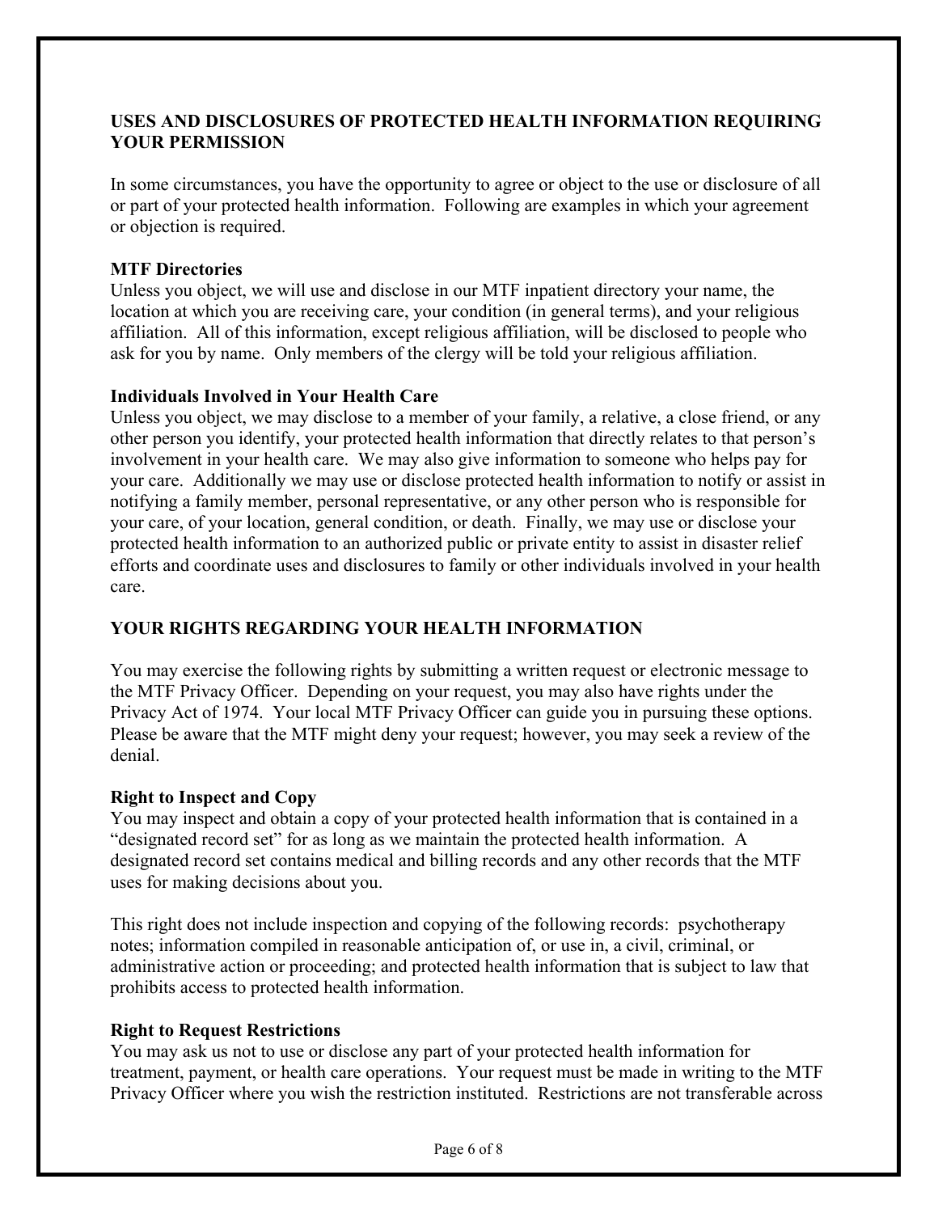## USES AND DISCLOSURES OF PROTECTED HEALTH INFORMATION REQUIRING YOUR PERMISSION

In some circumstances, you have the opportunity to agree or object to the use or disclosure of all or part of your protected health information. Following are examples in which your agreement or objection is required.

### MTF Directories

Unless you object, we will use and disclose in our MTF inpatient directory your name, the location at which you are receiving care, your condition (in general terms), and your religious affiliation. All of this information, except religious affiliation, will be disclosed to people who ask for you by name. Only members of the clergy will be told your religious affiliation.

### Individuals Involved in Your Health Care

Unless you object, we may disclose to a member of your family, a relative, a close friend, or any other person you identify, your protected health information that directly relates to that person's involvement in your health care. We may also give information to someone who helps pay for your care. Additionally we may use or disclose protected health information to notify or assist in notifying a family member, personal representative, or any other person who is responsible for your care, of your location, general condition, or death. Finally, we may use or disclose your protected health information to an authorized public or private entity to assist in disaster relief efforts and coordinate uses and disclosures to family or other individuals involved in your health care.

## YOUR RIGHTS REGARDING YOUR HEALTH INFORMATION

You may exercise the following rights by submitting a written request or electronic message to the MTF Privacy Officer. Depending on your request, you may also have rights under the Privacy Act of 1974. Your local MTF Privacy Officer can guide you in pursuing these options. Please be aware that the MTF might deny your request; however, you may seek a review of the denial.

### Right to Inspect and Copy

You may inspect and obtain a copy of your protected health information that is contained in a "designated record set" for as long as we maintain the protected health information. A designated record set contains medical and billing records and any other records that the MTF uses for making decisions about you.

This right does not include inspection and copying of the following records: psychotherapy notes; information compiled in reasonable anticipation of, or use in, a civil, criminal, or administrative action or proceeding; and protected health information that is subject to law that prohibits access to protected health information.

### Right to Request Restrictions

You may ask us not to use or disclose any part of your protected health information for treatment, payment, or health care operations. Your request must be made in writing to the MTF Privacy Officer where you wish the restriction instituted. Restrictions are not transferable across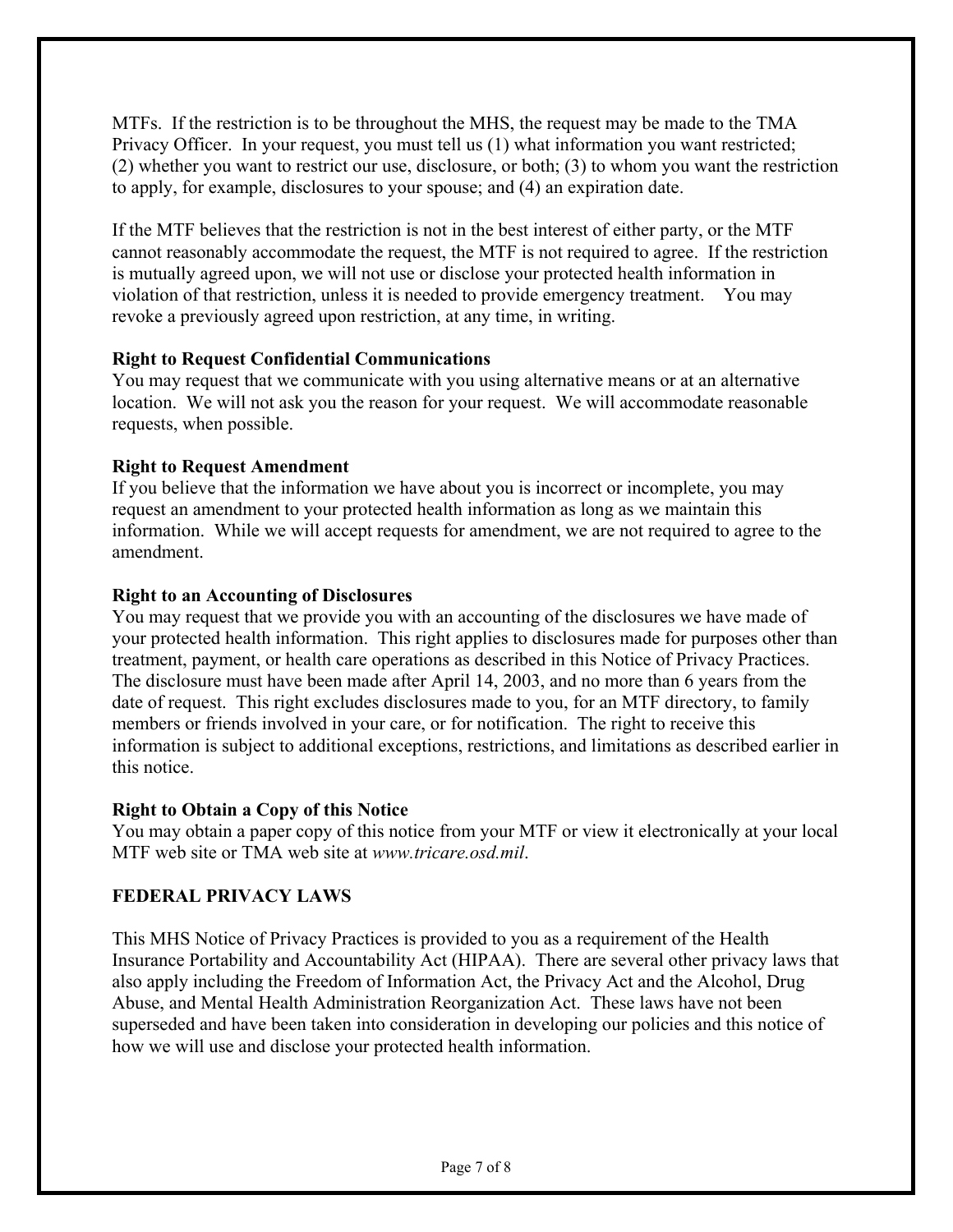MTFs. If the restriction is to be throughout the MHS, the request may be made to the TMA Privacy Officer. In your request, you must tell us (1) what information you want restricted; (2) whether you want to restrict our use, disclosure, or both; (3) to whom you want the restriction to apply, for example, disclosures to your spouse; and (4) an expiration date.

If the MTF believes that the restriction is not in the best interest of either party, or the MTF cannot reasonably accommodate the request, the MTF is not required to agree. If the restriction is mutually agreed upon, we will not use or disclose your protected health information in violation of that restriction, unless it is needed to provide emergency treatment. You may revoke a previously agreed upon restriction, at any time, in writing.

**Right to Request Confidential Communications**
You may request that we communicate with you using alternative means or at an alternative location. We will not ask you the reason for your request. We will accommodate reasonable requests, when possible.

**Right to Request Amendment**
If you believe that the information we have about you is incorrect or incomplete, you may request an amendment to your protected health information as long as we maintain this information. While we will accept requests for amendment, we are not required to agree to the amendment.

**Right to an Accounting of Disclosures**
You may request that we provide you with an accounting of the disclosures we have made of your protected health information. This right applies to disclosures made for purposes other than treatment, payment, or health care operations as described in this Notice of Privacy Practices. The disclosure must have been made after April 14, 2003, and no more than 6 years from the date of request. This right excludes disclosures made to you, for an MTF directory, to family members or friends involved in your care, or for notification. The right to receive this information is subject to additional exceptions, restrictions, and limitations as described earlier in this notice.

**Right to Obtain a Copy of this Notice**
You may obtain a paper copy of this notice from your MTF or view it electronically at your local MTF web site or TMA web site at *www.tricare.osd.mil*.

## FEDERAL PRIVACY LAWS

This MHS Notice of Privacy Practices is provided to you as a requirement of the Health Insurance Portability and Accountability Act (HIPAA). There are several other privacy laws that also apply including the Freedom of Information Act, the Privacy Act and the Alcohol, Drug Abuse, and Mental Health Administration Reorganization Act. These laws have not been superseded and have been taken into consideration in developing our policies and this notice of how we will use and disclose your protected health information.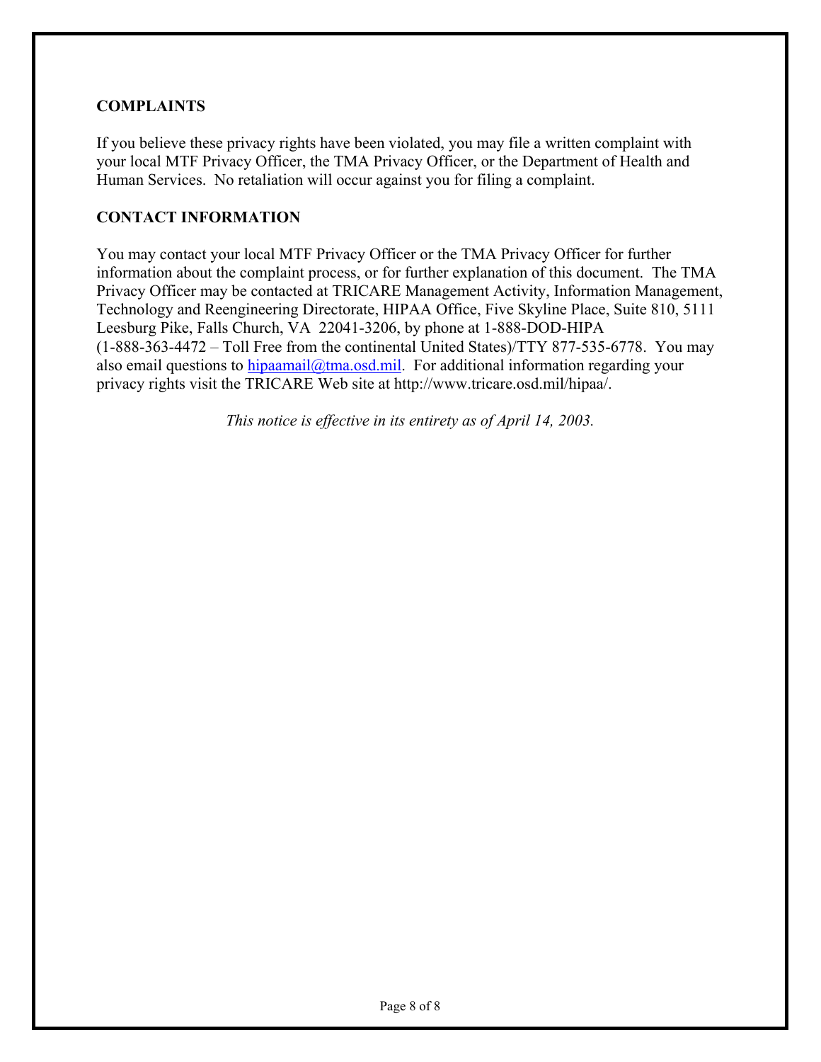## COMPLAINTS

If you believe these privacy rights have been violated, you may file a written complaint with your local MTF Privacy Officer, the TMA Privacy Officer, or the Department of Health and Human Services. No retaliation will occur against you for filing a complaint.

## CONTACT INFORMATION

You may contact your local MTF Privacy Officer or the TMA Privacy Officer for further information about the complaint process, or for further explanation of this document. The TMA Privacy Officer may be contacted at TRICARE Management Activity, Information Management, Technology and Reengineering Directorate, HIPAA Office, Five Skyline Place, Suite 810, 5111 Leesburg Pike, Falls Church, VA 22041-3206, by phone at 1-888-DOD-HIPA (1-888-363-4472 – Toll Free from the continental United States)/TTY 877-535-6778. You may also email questions to hipaamail@tma.osd.mil. For additional information regarding your privacy rights visit the TRICARE Web site at http://www.tricare.osd.mil/hipaa/.

*This notice is effective in its entirety as of April 14, 2003.*